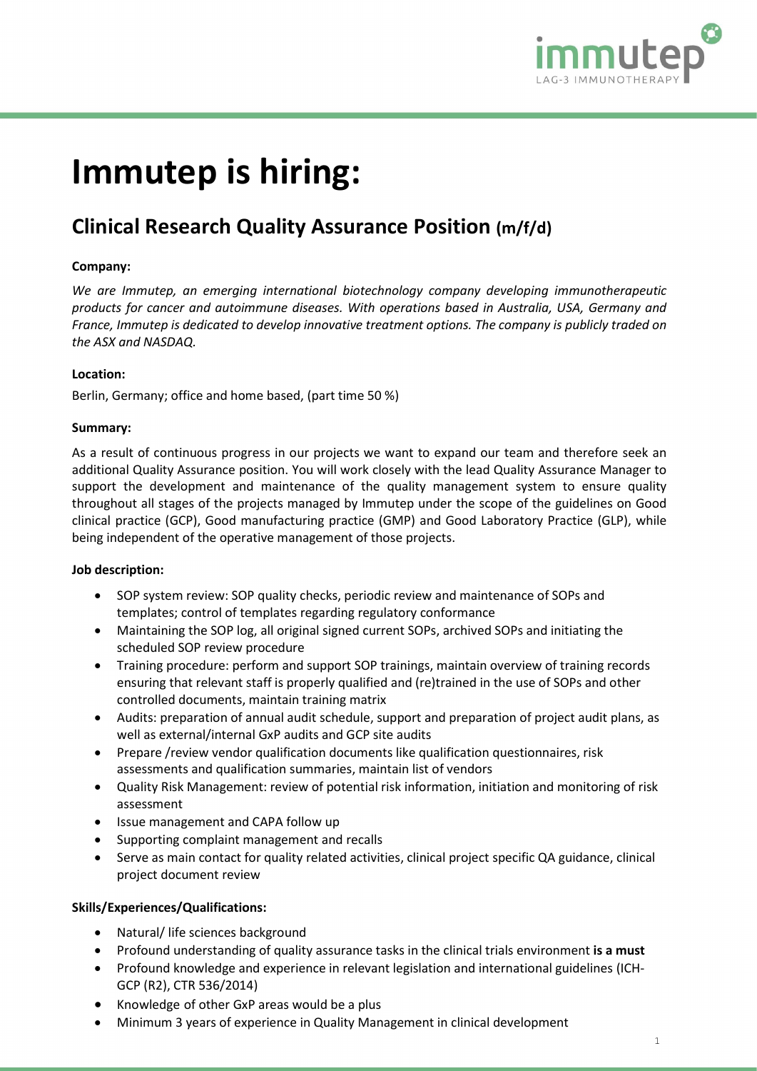# Immutep is hiring:

## Clinical Research Quality Assurance Position (m/f/d)

**Company:**

*We are Immutep, an emerging international biotechnology company developing immunotherapeutic products for cancer and autoimmune diseases. With operations based in Australia, USA, Germany and France, Immutep is dedicated to develop innovative treatment options. The company is publicly traded on the ASX and NASDAQ.*

**Location:**

Berlin, Germany; office and home based, (part time 50 %)

**Summary:**

As a result of continuous progress in our projects we want to expand our team and therefore seek an additional Quality Assurance position. You will work closely with the lead Quality Assurance Manager to support the development and maintenance of the quality management system to ensure quality throughout all stages of the projects managed by Immutep under the scope of the guidelines on Good clinical practice (GCP), Good manufacturing practice (GMP) and Good Laboratory Practice (GLP), while being independent of the operative management of those projects.

**Job description:**

- SOP system review: SOP quality checks, periodic review and maintenance of SOPs and templates; control of templates regarding regulatory conformance
- Maintaining the SOP log, all original signed current SOPs, archived SOPs and initiating the scheduled SOP review procedure
- Training procedure: perform and support SOP trainings, maintain overview of training records ensuring that relevant staff is properly qualified and (re)trained in the use of SOPs and other controlled documents, maintain training matrix
- Audits: preparation of annual audit schedule, support and preparation of project audit plans, as well as external/internal GxP audits and GCP site audits
- Prepare /review vendor qualification documents like qualification questionnaires, risk assessments and qualification summaries, maintain list of vendors
- Quality Risk Management: review of potential risk information, initiation and monitoring of risk assessment
- Issue management and CAPA follow up
- Supporting complaint management and recalls
- Serve as main contact for quality related activities, clinical project specific QA guidance, clinical project document review

**Skills/Experiences/Qualifications:**

- Natural/ life sciences background
- Profound understanding of quality assurance tasks in the clinical trials environment **is a must**
- Profound knowledge and experience in relevant legislation and international guidelines (ICH-GCP (R2), CTR 536/2014)
- Knowledge of other GxP areas would be a plus
- Minimum 3 years of experience in Quality Management in clinical development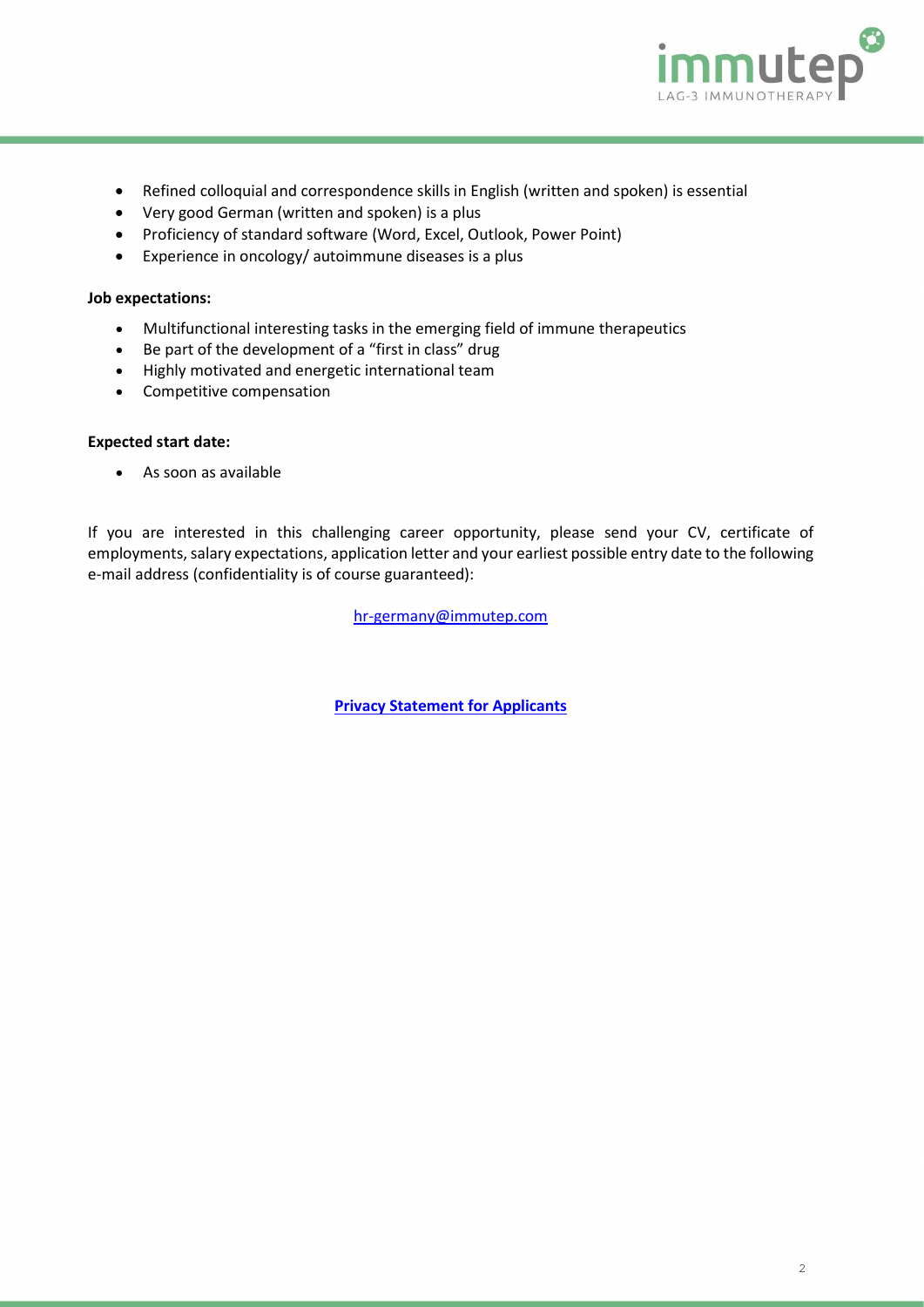- Refined colloquial and correspondence skills in English (written and spoken) is essential
- Very good German (written and spoken) is a plus
- Proficiency of standard software (Word, Excel, Outlook, Power Point)
- Experience in oncology/ autoimmune diseases is a plus

**Job expectations:**

- Multifunctional interesting tasks in the emerging field of immune therapeutics
- Be part of the development of a "first in class" drug
- Highly motivated and energetic international team
- Competitive compensation

**Expected start date:**

- As soon as available

If you are interested in this challenging career opportunity, please send your CV, certificate of employments, salary expectations, application letter and your earliest possible entry date to the following e-mail address (confidentiality is of course guaranteed):

hr-germany@immutep.com

**Privacy Statement for Applicants**